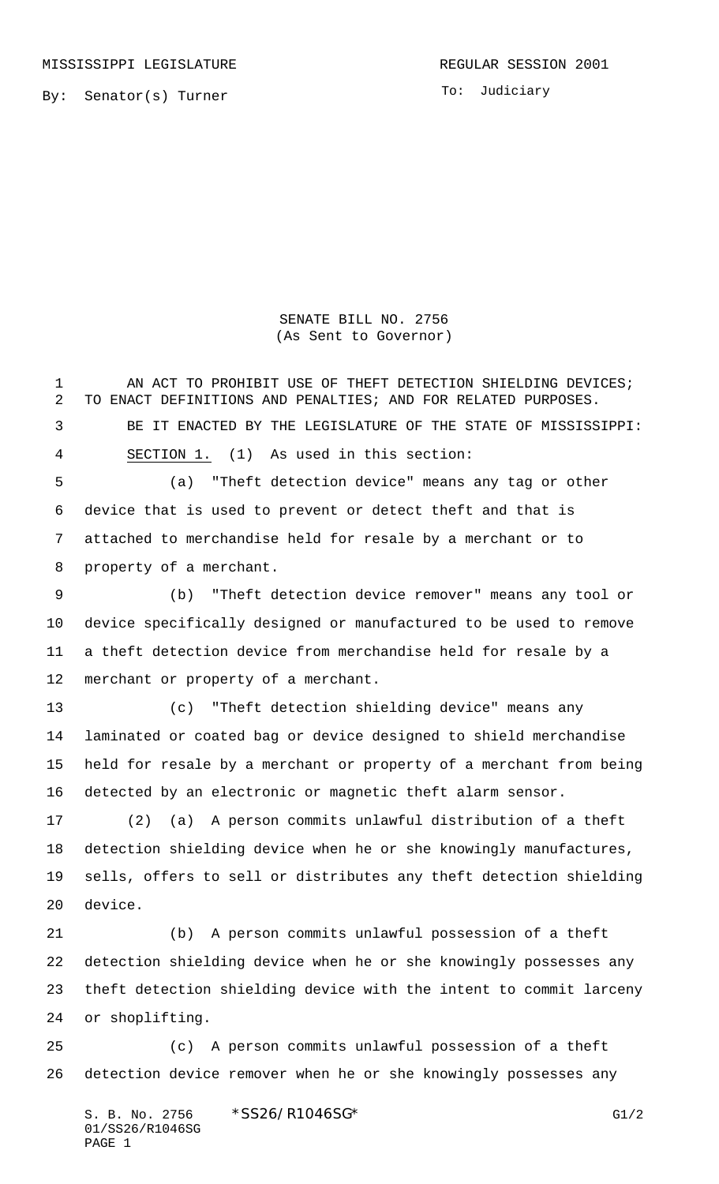MISSISSIPPI LEGISLATURE

REGULAR SESSION 2001

By: Senator(s) Turner

To: Judiciary

SENATE BILL NO. 2756
(As Sent to Governor)

AN ACT TO PROHIBIT USE OF THEFT DETECTION SHIELDING DEVICES; TO ENACT DEFINITIONS AND PENALTIES; AND FOR RELATED PURPOSES.

BE IT ENACTED BY THE LEGISLATURE OF THE STATE OF MISSISSIPPI:

SECTION 1. (1) As used in this section:

(a) "Theft detection device" means any tag or other device that is used to prevent or detect theft and that is attached to merchandise held for resale by a merchant or to property of a merchant.

(b) "Theft detection device remover" means any tool or device specifically designed or manufactured to be used to remove a theft detection device from merchandise held for resale by a merchant or property of a merchant.

(c) "Theft detection shielding device" means any laminated or coated bag or device designed to shield merchandise held for resale by a merchant or property of a merchant from being detected by an electronic or magnetic theft alarm sensor.

(2) (a) A person commits unlawful distribution of a theft detection shielding device when he or she knowingly manufactures, sells, offers to sell or distributes any theft detection shielding device.

(b) A person commits unlawful possession of a theft detection shielding device when he or she knowingly possesses any theft detection shielding device with the intent to commit larceny or shoplifting.

(c) A person commits unlawful possession of a theft detection device remover when he or she knowingly possesses any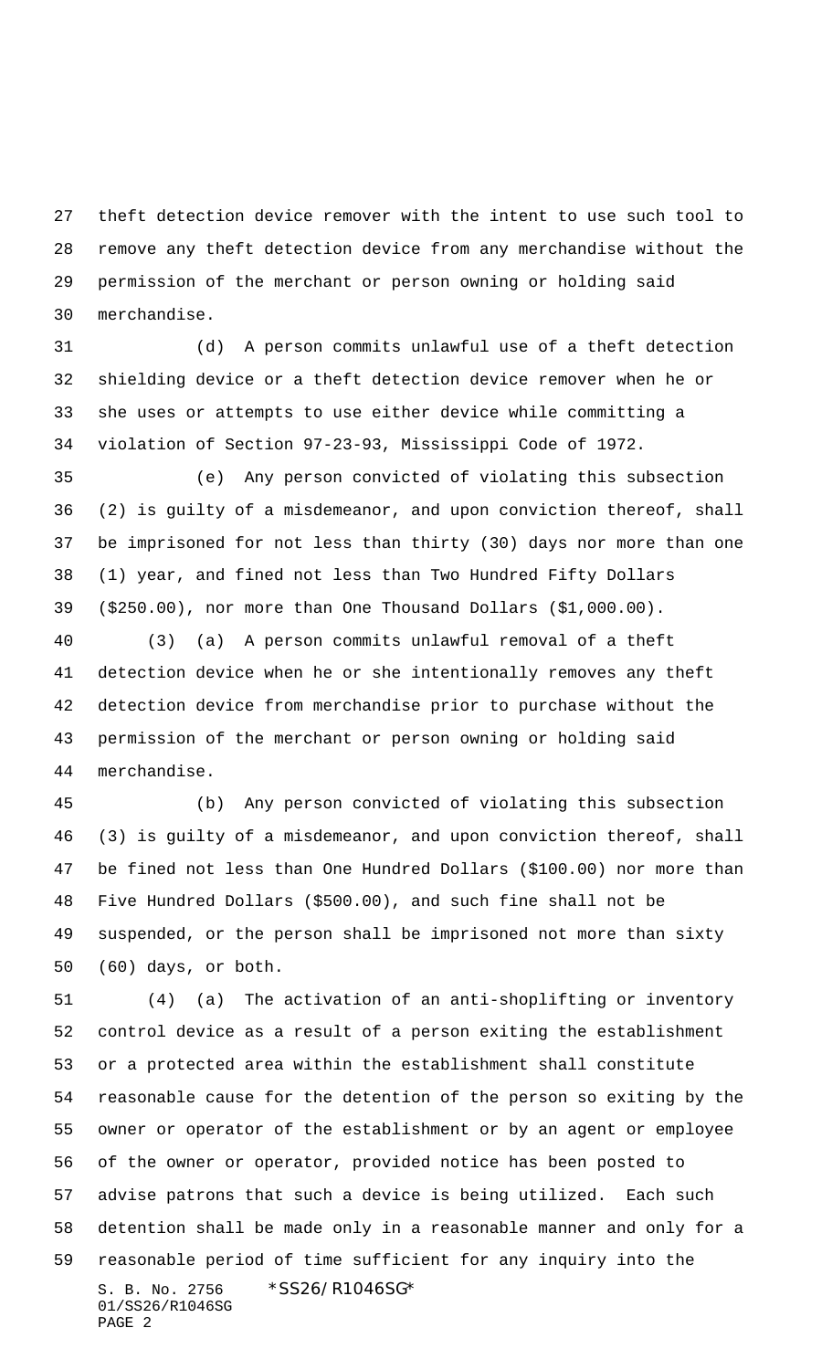theft detection device remover with the intent to use such tool to remove any theft detection device from any merchandise without the permission of the merchant or person owning or holding said merchandise.

(d) A person commits unlawful use of a theft detection shielding device or a theft detection device remover when he or she uses or attempts to use either device while committing a violation of Section 97-23-93, Mississippi Code of 1972.

(e) Any person convicted of violating this subsection (2) is guilty of a misdemeanor, and upon conviction thereof, shall be imprisoned for not less than thirty (30) days nor more than one (1) year, and fined not less than Two Hundred Fifty Dollars ($250.00), nor more than One Thousand Dollars ($1,000.00).

(3) (a) A person commits unlawful removal of a theft detection device when he or she intentionally removes any theft detection device from merchandise prior to purchase without the permission of the merchant or person owning or holding said merchandise.

(b) Any person convicted of violating this subsection (3) is guilty of a misdemeanor, and upon conviction thereof, shall be fined not less than One Hundred Dollars ($100.00) nor more than Five Hundred Dollars ($500.00), and such fine shall not be suspended, or the person shall be imprisoned not more than sixty (60) days, or both.

(4) (a) The activation of an anti-shoplifting or inventory control device as a result of a person exiting the establishment or a protected area within the establishment shall constitute reasonable cause for the detention of the person so exiting by the owner or operator of the establishment or by an agent or employee of the owner or operator, provided notice has been posted to advise patrons that such a device is being utilized. Each such detention shall be made only in a reasonable manner and only for a reasonable period of time sufficient for any inquiry into the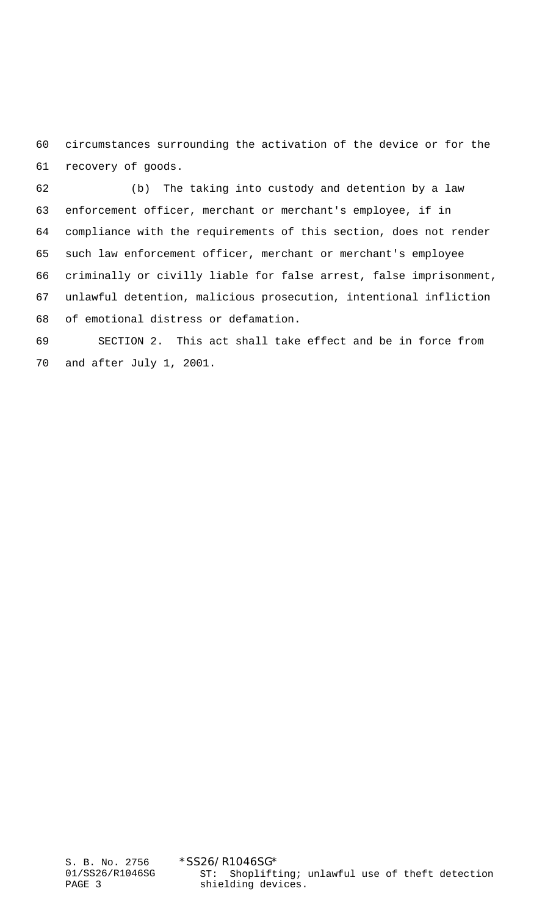circumstances surrounding the activation of the device or for the recovery of goods.

(b) The taking into custody and detention by a law enforcement officer, merchant or merchant's employee, if in compliance with the requirements of this section, does not render such law enforcement officer, merchant or merchant's employee criminally or civilly liable for false arrest, false imprisonment, unlawful detention, malicious prosecution, intentional infliction of emotional distress or defamation.

SECTION 2. This act shall take effect and be in force from and after July 1, 2001.